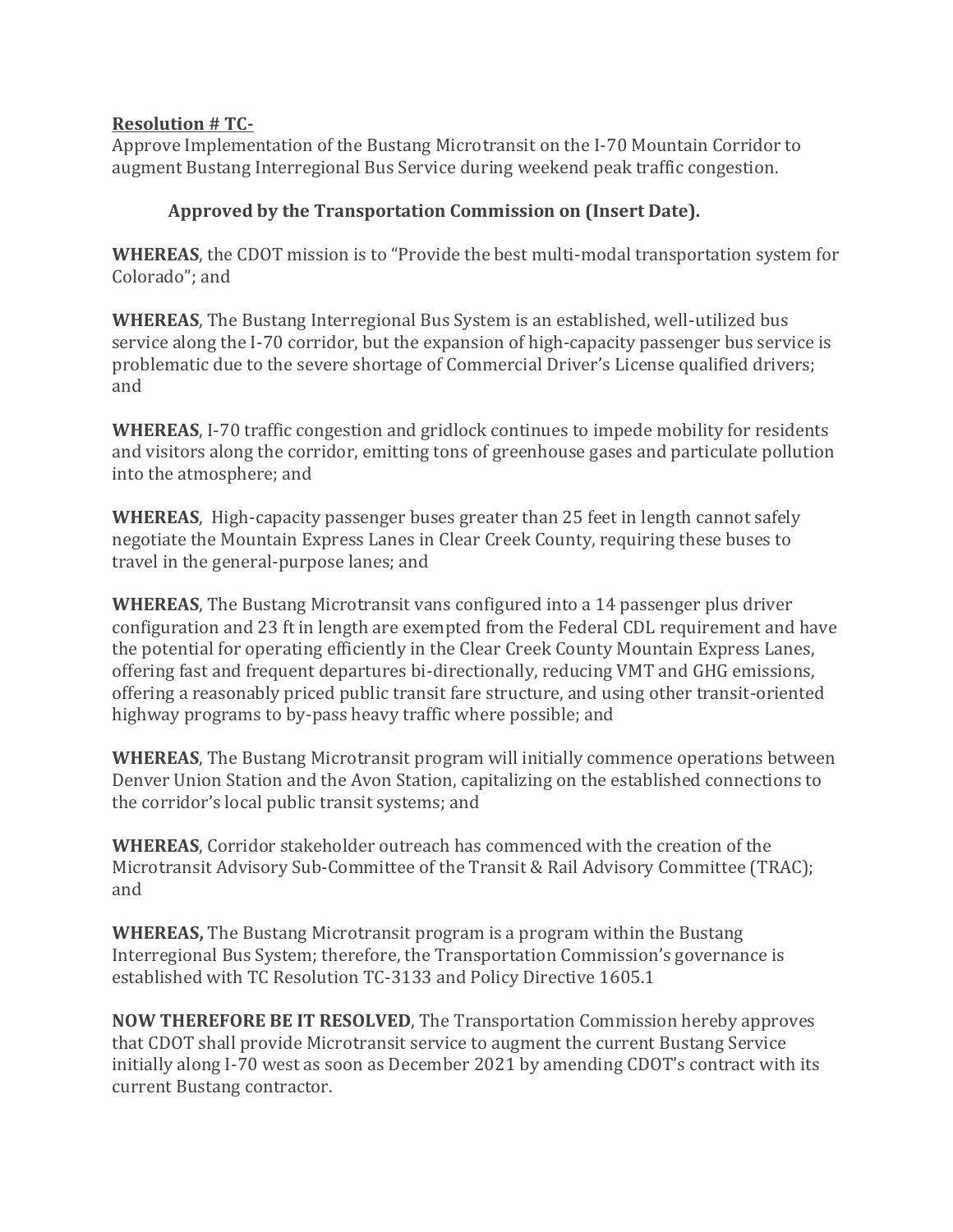**Resolution # TC-**

Approve Implementation of the Bustang Microtransit on the I-70 Mountain Corridor to augment Bustang Interregional Bus Service during weekend peak traffic congestion.

**Approved by the Transportation Commission on (Insert Date).**

**WHEREAS**, the CDOT mission is to "Provide the best multi-modal transportation system for Colorado"; and

**WHEREAS**, The Bustang Interregional Bus System is an established, well-utilized bus service along the I-70 corridor, but the expansion of high-capacity passenger bus service is problematic due to the severe shortage of Commercial Driver's License qualified drivers; and

**WHEREAS**, I-70 traffic congestion and gridlock continues to impede mobility for residents and visitors along the corridor, emitting tons of greenhouse gases and particulate pollution into the atmosphere; and

**WHEREAS**, High-capacity passenger buses greater than 25 feet in length cannot safely negotiate the Mountain Express Lanes in Clear Creek County, requiring these buses to travel in the general-purpose lanes; and

**WHEREAS**, The Bustang Microtransit vans configured into a 14 passenger plus driver configuration and 23 ft in length are exempted from the Federal CDL requirement and have the potential for operating efficiently in the Clear Creek County Mountain Express Lanes, offering fast and frequent departures bi-directionally, reducing VMT and GHG emissions, offering a reasonably priced public transit fare structure, and using other transit-oriented highway programs to by-pass heavy traffic where possible; and

**WHEREAS**, The Bustang Microtransit program will initially commence operations between Denver Union Station and the Avon Station, capitalizing on the established connections to the corridor's local public transit systems; and

**WHEREAS**, Corridor stakeholder outreach has commenced with the creation of the Microtransit Advisory Sub-Committee of the Transit & Rail Advisory Committee (TRAC); and

**WHEREAS,** The Bustang Microtransit program is a program within the Bustang Interregional Bus System; therefore, the Transportation Commission's governance is established with TC Resolution TC-3133 and Policy Directive 1605.1

**NOW THEREFORE BE IT RESOLVED**, The Transportation Commission hereby approves that CDOT shall provide Microtransit service to augment the current Bustang Service initially along I-70 west as soon as December 2021 by amending CDOT's contract with its current Bustang contractor.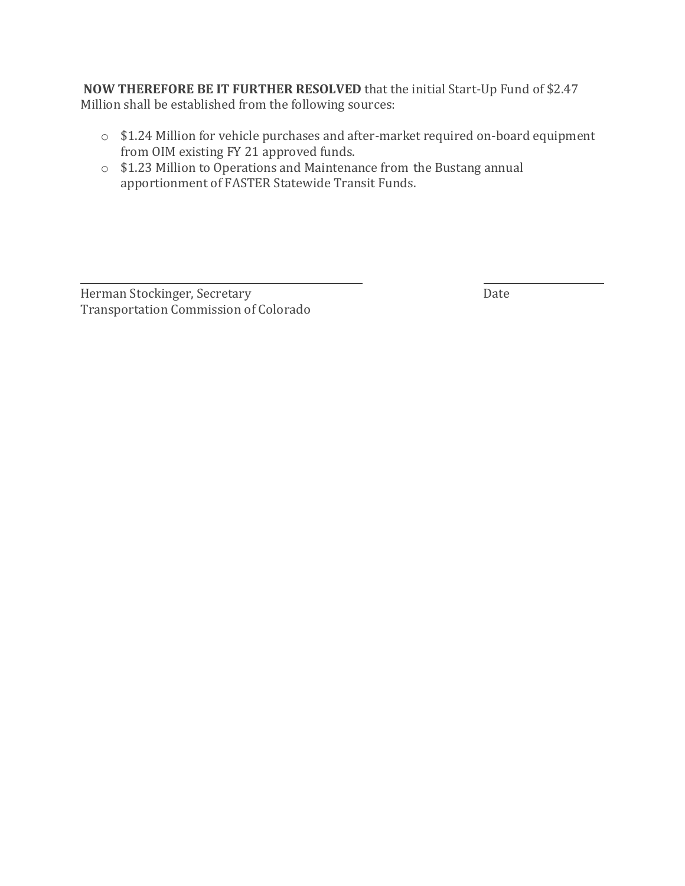**NOW THEREFORE BE IT FURTHER RESOLVED** that the initial Start-Up Fund of $2.47 Million shall be established from the following sources:

- $1.24 Million for vehicle purchases and after-market required on-board equipment from OIM existing FY 21 approved funds.
- $1.23 Million to Operations and Maintenance from the Bustang annual apportionment of FASTER Statewide Transit Funds.

\_\_\_\_\_\_\_\_\_\_\_\_\_\_\_\_\_\_\_\_\_\_\_\_\_\_\_\_\_\_\_\_\_\_\_\_\_\_\_\_\_\_ \_\_\_\_\_\_\_\_\_\_\_\_\_\_\_\_\_\_\_\_

Herman Stockinger, Secretary                                        Date
Transportation Commission of Colorado